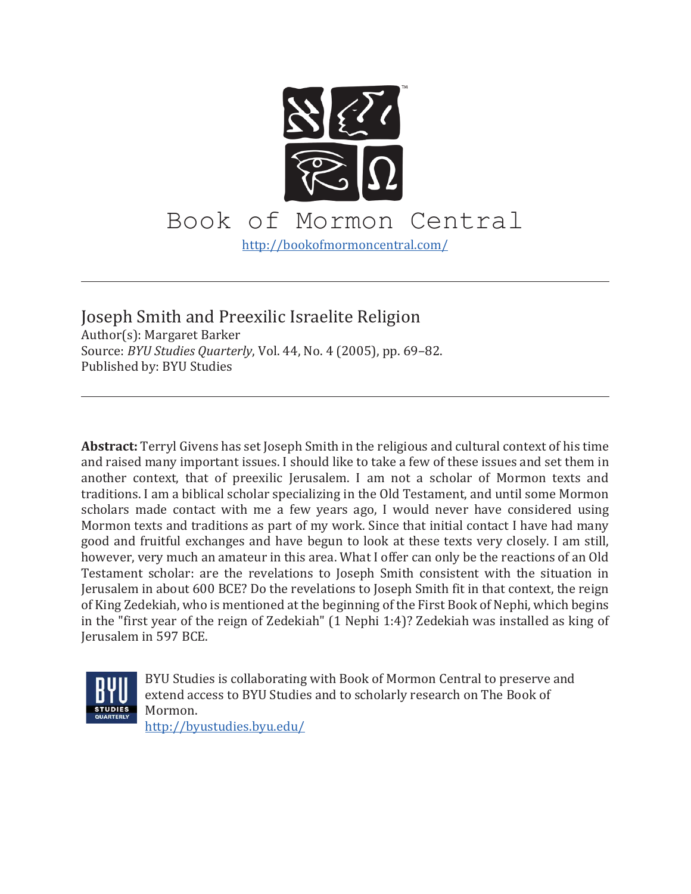Book of Mormon Central

http://bookofmormoncentral.com/

---

# Joseph Smith and Preexilic Israelite Religion

Author(s): Margaret Barker
Source: *BYU Studies Quarterly*, Vol. 44, No. 4 (2005), pp. 69–82.
Published by: BYU Studies

---

**Abstract:** Terryl Givens has set Joseph Smith in the religious and cultural context of his time and raised many important issues. I should like to take a few of these issues and set them in another context, that of preexilic Jerusalem. I am not a scholar of Mormon texts and traditions. I am a biblical scholar specializing in the Old Testament, and until some Mormon scholars made contact with me a few years ago, I would never have considered using Mormon texts and traditions as part of my work. Since that initial contact I have had many good and fruitful exchanges and have begun to look at these texts very closely. I am still, however, very much an amateur in this area. What I offer can only be the reactions of an Old Testament scholar: are the revelations to Joseph Smith consistent with the situation in Jerusalem in about 600 BCE? Do the revelations to Joseph Smith fit in that context, the reign of King Zedekiah, who is mentioned at the beginning of the First Book of Nephi, which begins in the "first year of the reign of Zedekiah" (1 Nephi 1:4)? Zedekiah was installed as king of Jerusalem in 597 BCE.

BYU Studies is collaborating with Book of Mormon Central to preserve and extend access to BYU Studies and to scholarly research on The Book of Mormon.
http://byustudies.byu.edu/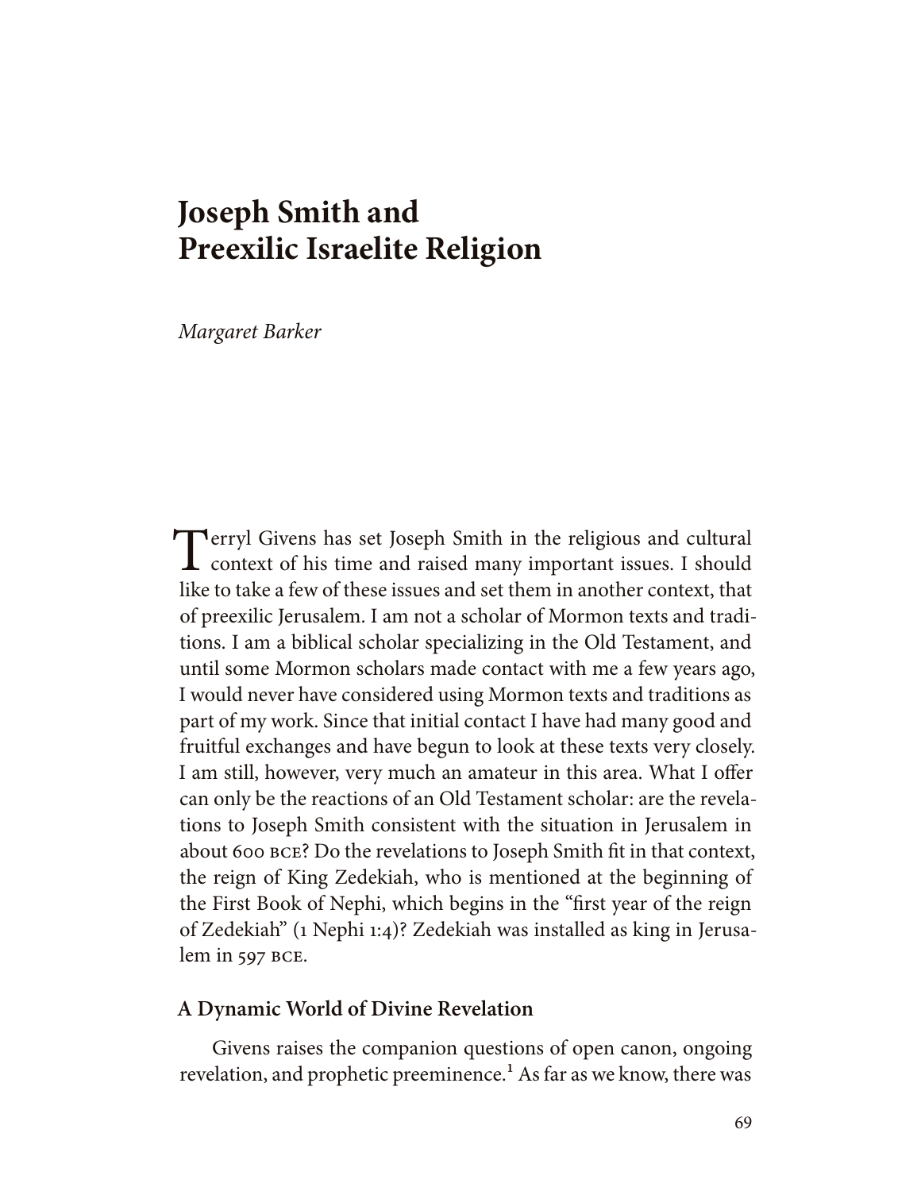# Joseph Smith and Preexilic Israelite Religion

*Margaret Barker*

Terryl Givens has set Joseph Smith in the religious and cultural context of his time and raised many important issues. I should like to take a few of these issues and set them in another context, that of preexilic Jerusalem. I am not a scholar of Mormon texts and traditions. I am a biblical scholar specializing in the Old Testament, and until some Mormon scholars made contact with me a few years ago, I would never have considered using Mormon texts and traditions as part of my work. Since that initial contact I have had many good and fruitful exchanges and have begun to look at these texts very closely. I am still, however, very much an amateur in this area. What I offer can only be the reactions of an Old Testament scholar: are the revelations to Joseph Smith consistent with the situation in Jerusalem in about 600 BCE? Do the revelations to Joseph Smith fit in that context, the reign of King Zedekiah, who is mentioned at the beginning of the First Book of Nephi, which begins in the "first year of the reign of Zedekiah" (1 Nephi 1:4)? Zedekiah was installed as king in Jerusalem in 597 BCE.

## A Dynamic World of Divine Revelation

Givens raises the companion questions of open canon, ongoing revelation, and prophetic preeminence.[1] As far as we know, there was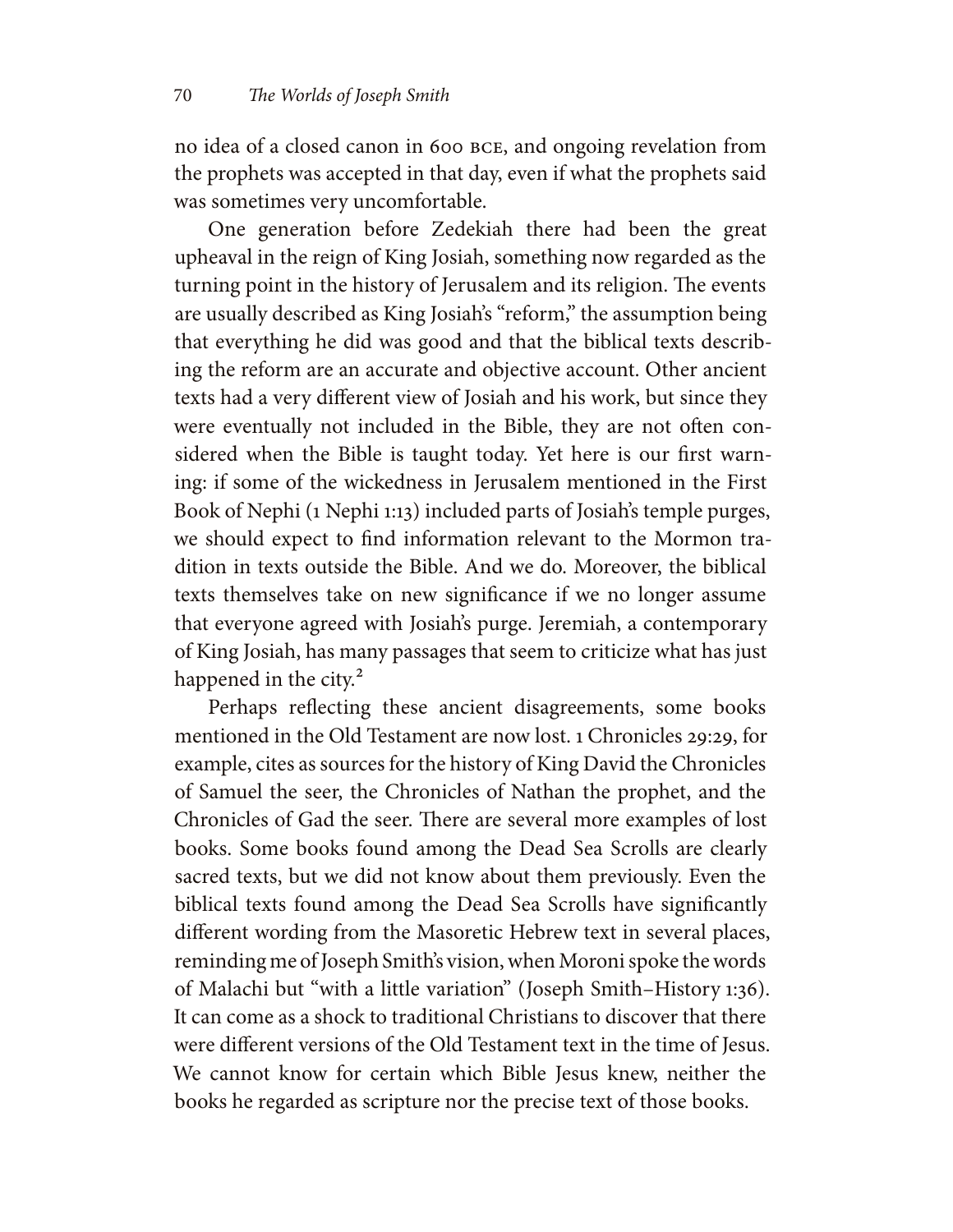no idea of a closed canon in 600 BCE, and ongoing revelation from the prophets was accepted in that day, even if what the prophets said was sometimes very uncomfortable.

One generation before Zedekiah there had been the great upheaval in the reign of King Josiah, something now regarded as the turning point in the history of Jerusalem and its religion. The events are usually described as King Josiah's "reform," the assumption being that everything he did was good and that the biblical texts describing the reform are an accurate and objective account. Other ancient texts had a very different view of Josiah and his work, but since they were eventually not included in the Bible, they are not often considered when the Bible is taught today. Yet here is our first warning: if some of the wickedness in Jerusalem mentioned in the First Book of Nephi (1 Nephi 1:13) included parts of Josiah's temple purges, we should expect to find information relevant to the Mormon tradition in texts outside the Bible. And we do. Moreover, the biblical texts themselves take on new significance if we no longer assume that everyone agreed with Josiah's purge. Jeremiah, a contemporary of King Josiah, has many passages that seem to criticize what has just happened in the city.[2]

Perhaps reflecting these ancient disagreements, some books mentioned in the Old Testament are now lost. 1 Chronicles 29:29, for example, cites as sources for the history of King David the Chronicles of Samuel the seer, the Chronicles of Nathan the prophet, and the Chronicles of Gad the seer. There are several more examples of lost books. Some books found among the Dead Sea Scrolls are clearly sacred texts, but we did not know about them previously. Even the biblical texts found among the Dead Sea Scrolls have significantly different wording from the Masoretic Hebrew text in several places, reminding me of Joseph Smith's vision, when Moroni spoke the words of Malachi but "with a little variation" (Joseph Smith–History 1:36). It can come as a shock to traditional Christians to discover that there were different versions of the Old Testament text in the time of Jesus. We cannot know for certain which Bible Jesus knew, neither the books he regarded as scripture nor the precise text of those books.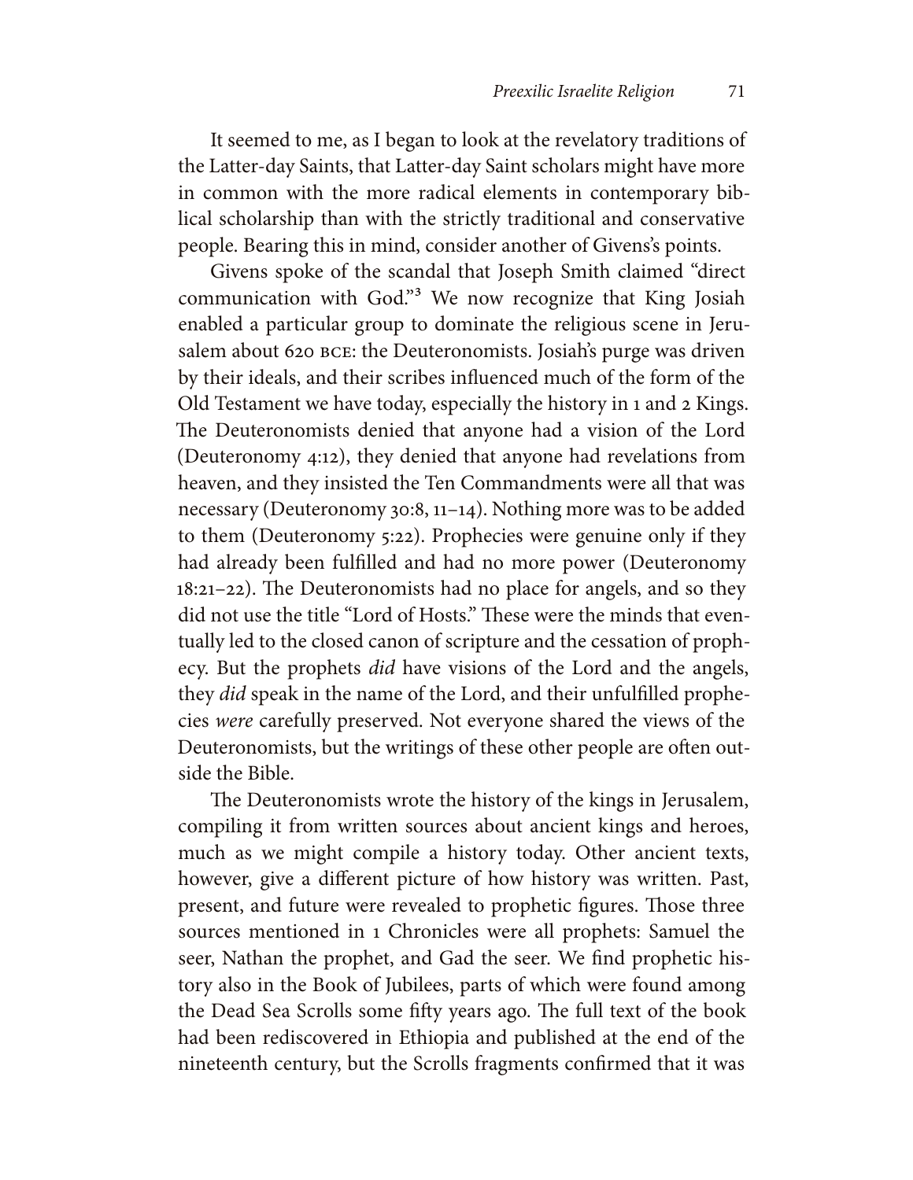It seemed to me, as I began to look at the revelatory traditions of the Latter-day Saints, that Latter-day Saint scholars might have more in common with the more radical elements in contemporary biblical scholarship than with the strictly traditional and conservative people. Bearing this in mind, consider another of Givens's points.

Givens spoke of the scandal that Joseph Smith claimed "direct communication with God."[3] We now recognize that King Josiah enabled a particular group to dominate the religious scene in Jerusalem about 620 BCE: the Deuteronomists. Josiah's purge was driven by their ideals, and their scribes influenced much of the form of the Old Testament we have today, especially the history in 1 and 2 Kings. The Deuteronomists denied that anyone had a vision of the Lord (Deuteronomy 4:12), they denied that anyone had revelations from heaven, and they insisted the Ten Commandments were all that was necessary (Deuteronomy 30:8, 11–14). Nothing more was to be added to them (Deuteronomy 5:22). Prophecies were genuine only if they had already been fulfilled and had no more power (Deuteronomy 18:21–22). The Deuteronomists had no place for angels, and so they did not use the title "Lord of Hosts." These were the minds that eventually led to the closed canon of scripture and the cessation of prophecy. But the prophets *did* have visions of the Lord and the angels, they *did* speak in the name of the Lord, and their unfulfilled prophecies *were* carefully preserved. Not everyone shared the views of the Deuteronomists, but the writings of these other people are often outside the Bible.

The Deuteronomists wrote the history of the kings in Jerusalem, compiling it from written sources about ancient kings and heroes, much as we might compile a history today. Other ancient texts, however, give a different picture of how history was written. Past, present, and future were revealed to prophetic figures. Those three sources mentioned in 1 Chronicles were all prophets: Samuel the seer, Nathan the prophet, and Gad the seer. We find prophetic history also in the Book of Jubilees, parts of which were found among the Dead Sea Scrolls some fifty years ago. The full text of the book had been rediscovered in Ethiopia and published at the end of the nineteenth century, but the Scrolls fragments confirmed that it was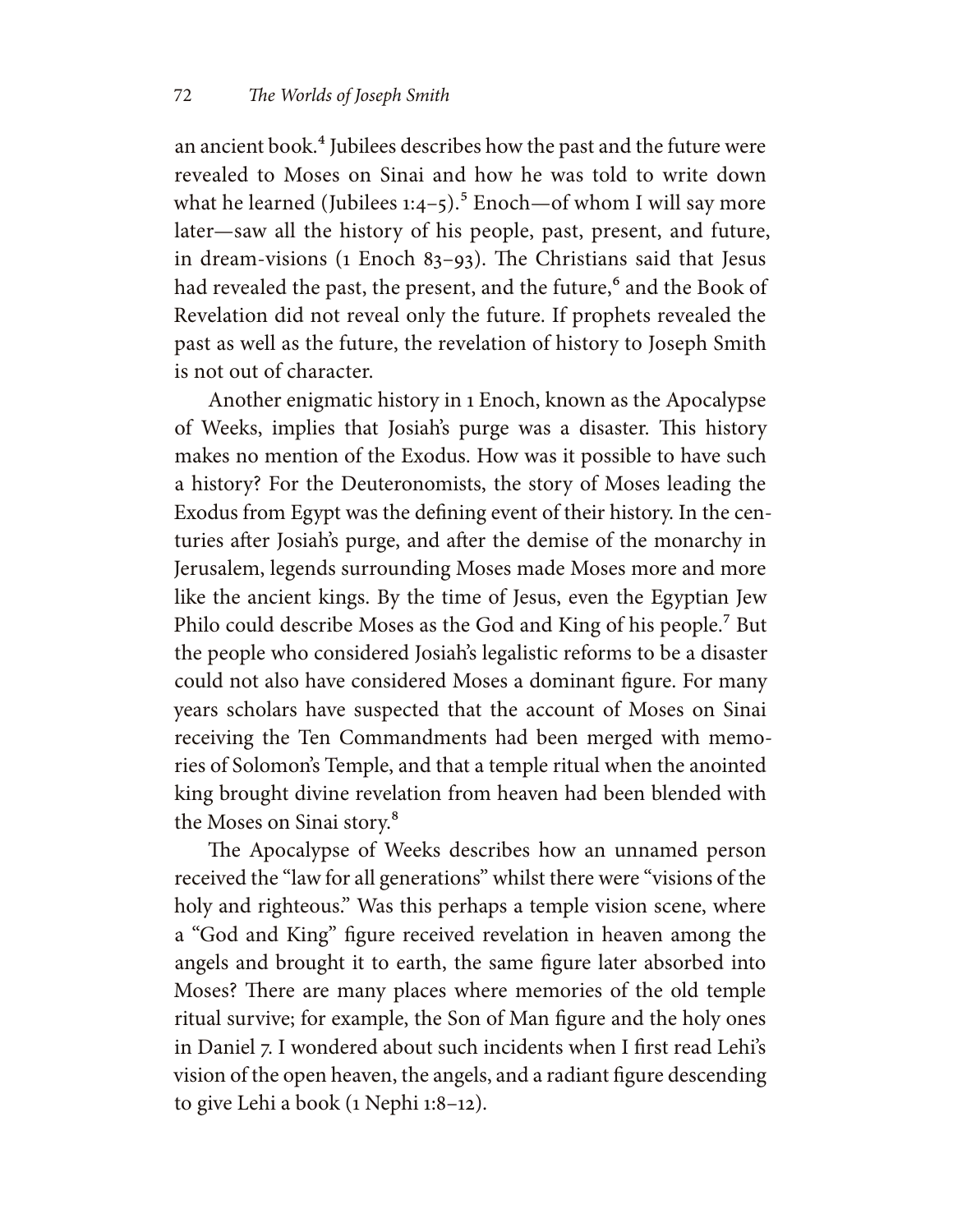an ancient book.[4] Jubilees describes how the past and the future were revealed to Moses on Sinai and how he was told to write down what he learned (Jubilees 1:4–5).[5] Enoch—of whom I will say more later—saw all the history of his people, past, present, and future, in dream-visions (1 Enoch 83–93). The Christians said that Jesus had revealed the past, the present, and the future,[6] and the Book of Revelation did not reveal only the future. If prophets revealed the past as well as the future, the revelation of history to Joseph Smith is not out of character.

Another enigmatic history in 1 Enoch, known as the Apocalypse of Weeks, implies that Josiah's purge was a disaster. This history makes no mention of the Exodus. How was it possible to have such a history? For the Deuteronomists, the story of Moses leading the Exodus from Egypt was the defining event of their history. In the centuries after Josiah's purge, and after the demise of the monarchy in Jerusalem, legends surrounding Moses made Moses more and more like the ancient kings. By the time of Jesus, even the Egyptian Jew Philo could describe Moses as the God and King of his people.[7] But the people who considered Josiah's legalistic reforms to be a disaster could not also have considered Moses a dominant figure. For many years scholars have suspected that the account of Moses on Sinai receiving the Ten Commandments had been merged with memories of Solomon's Temple, and that a temple ritual when the anointed king brought divine revelation from heaven had been blended with the Moses on Sinai story.[8]

The Apocalypse of Weeks describes how an unnamed person received the "law for all generations" whilst there were "visions of the holy and righteous." Was this perhaps a temple vision scene, where a "God and King" figure received revelation in heaven among the angels and brought it to earth, the same figure later absorbed into Moses? There are many places where memories of the old temple ritual survive; for example, the Son of Man figure and the holy ones in Daniel 7. I wondered about such incidents when I first read Lehi's vision of the open heaven, the angels, and a radiant figure descending to give Lehi a book (1 Nephi 1:8–12).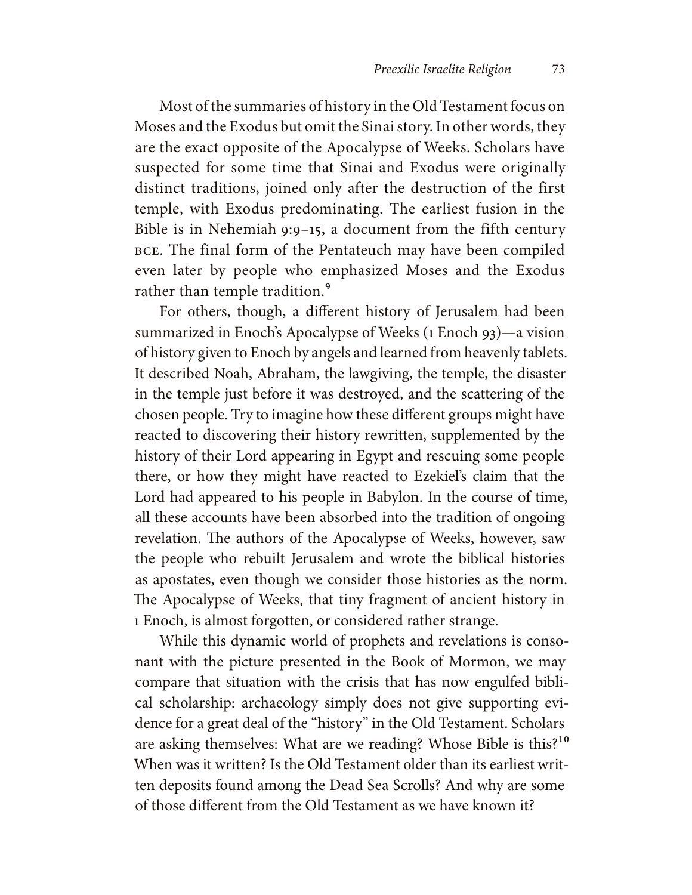Most of the summaries of history in the Old Testament focus on Moses and the Exodus but omit the Sinai story. In other words, they are the exact opposite of the Apocalypse of Weeks. Scholars have suspected for some time that Sinai and Exodus were originally distinct traditions, joined only after the destruction of the first temple, with Exodus predominating. The earliest fusion in the Bible is in Nehemiah 9:9–15, a document from the fifth century BCE. The final form of the Pentateuch may have been compiled even later by people who emphasized Moses and the Exodus rather than temple tradition.[9]

For others, though, a different history of Jerusalem had been summarized in Enoch's Apocalypse of Weeks (1 Enoch 93)—a vision of history given to Enoch by angels and learned from heavenly tablets. It described Noah, Abraham, the lawgiving, the temple, the disaster in the temple just before it was destroyed, and the scattering of the chosen people. Try to imagine how these different groups might have reacted to discovering their history rewritten, supplemented by the history of their Lord appearing in Egypt and rescuing some people there, or how they might have reacted to Ezekiel's claim that the Lord had appeared to his people in Babylon. In the course of time, all these accounts have been absorbed into the tradition of ongoing revelation. The authors of the Apocalypse of Weeks, however, saw the people who rebuilt Jerusalem and wrote the biblical histories as apostates, even though we consider those histories as the norm. The Apocalypse of Weeks, that tiny fragment of ancient history in 1 Enoch, is almost forgotten, or considered rather strange.

While this dynamic world of prophets and revelations is consonant with the picture presented in the Book of Mormon, we may compare that situation with the crisis that has now engulfed biblical scholarship: archaeology simply does not give supporting evidence for a great deal of the "history" in the Old Testament. Scholars are asking themselves: What are we reading? Whose Bible is this?[10] When was it written? Is the Old Testament older than its earliest written deposits found among the Dead Sea Scrolls? And why are some of those different from the Old Testament as we have known it?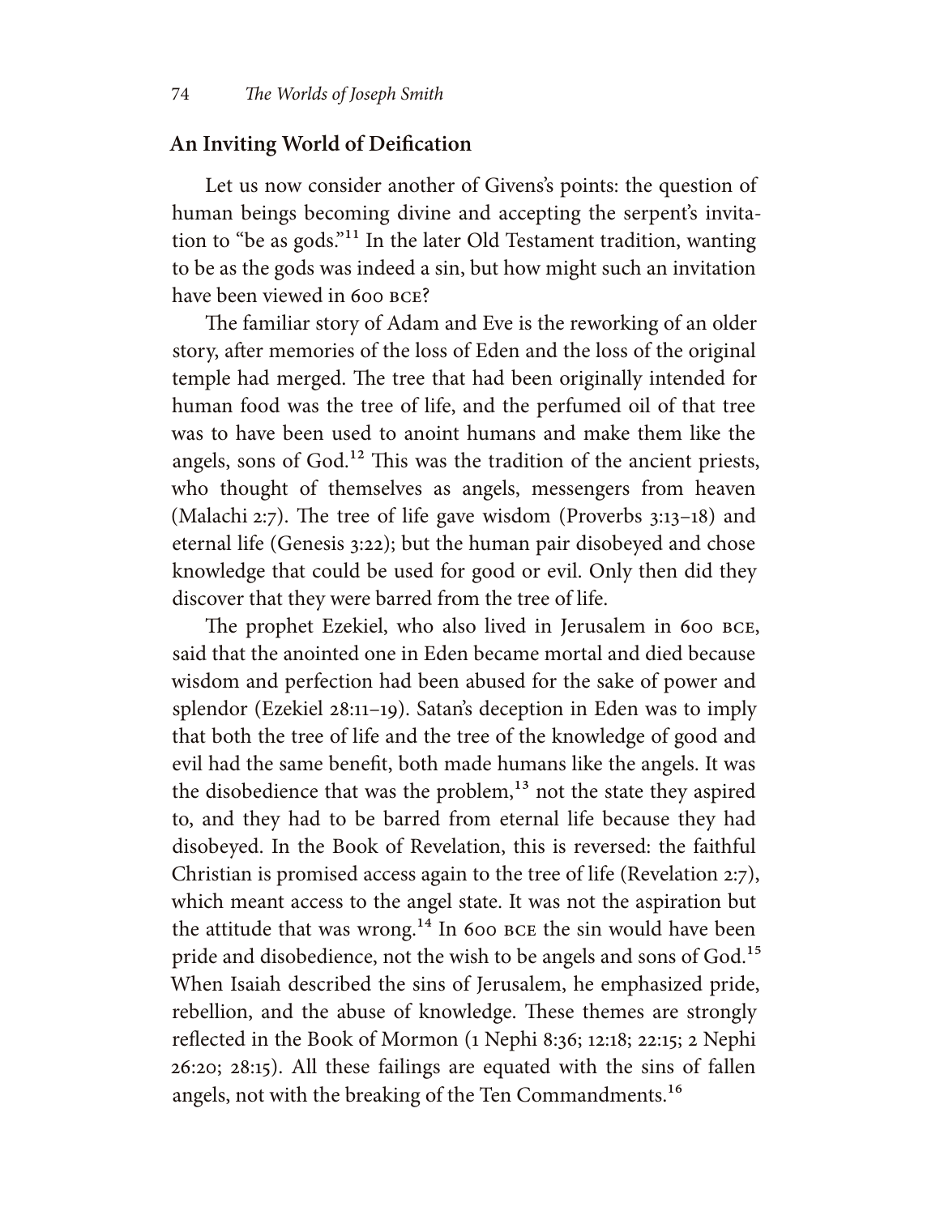## An Inviting World of Deification

Let us now consider another of Givens's points: the question of human beings becoming divine and accepting the serpent's invitation to "be as gods."[11] In the later Old Testament tradition, wanting to be as the gods was indeed a sin, but how might such an invitation have been viewed in 600 BCE?

The familiar story of Adam and Eve is the reworking of an older story, after memories of the loss of Eden and the loss of the original temple had merged. The tree that had been originally intended for human food was the tree of life, and the perfumed oil of that tree was to have been used to anoint humans and make them like the angels, sons of God.[12] This was the tradition of the ancient priests, who thought of themselves as angels, messengers from heaven (Malachi 2:7). The tree of life gave wisdom (Proverbs 3:13–18) and eternal life (Genesis 3:22); but the human pair disobeyed and chose knowledge that could be used for good or evil. Only then did they discover that they were barred from the tree of life.

The prophet Ezekiel, who also lived in Jerusalem in 600 BCE, said that the anointed one in Eden became mortal and died because wisdom and perfection had been abused for the sake of power and splendor (Ezekiel 28:11–19). Satan's deception in Eden was to imply that both the tree of life and the tree of the knowledge of good and evil had the same benefit, both made humans like the angels. It was the disobedience that was the problem,[13] not the state they aspired to, and they had to be barred from eternal life because they had disobeyed. In the Book of Revelation, this is reversed: the faithful Christian is promised access again to the tree of life (Revelation 2:7), which meant access to the angel state. It was not the aspiration but the attitude that was wrong.[14] In 600 BCE the sin would have been pride and disobedience, not the wish to be angels and sons of God.[15] When Isaiah described the sins of Jerusalem, he emphasized pride, rebellion, and the abuse of knowledge. These themes are strongly reflected in the Book of Mormon (1 Nephi 8:36; 12:18; 22:15; 2 Nephi 26:20; 28:15). All these failings are equated with the sins of fallen angels, not with the breaking of the Ten Commandments.[16]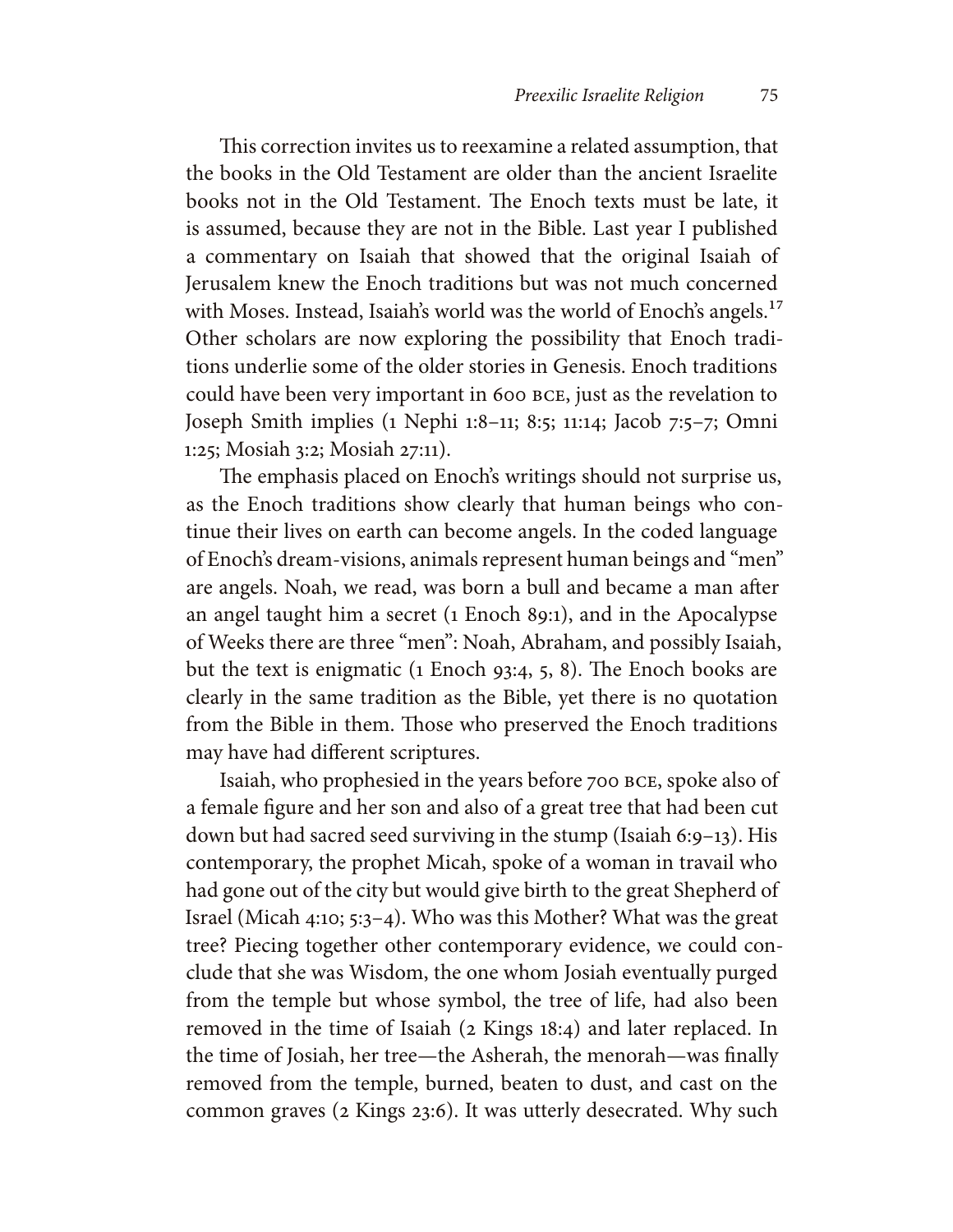This correction invites us to reexamine a related assumption, that the books in the Old Testament are older than the ancient Israelite books not in the Old Testament. The Enoch texts must be late, it is assumed, because they are not in the Bible. Last year I published a commentary on Isaiah that showed that the original Isaiah of Jerusalem knew the Enoch traditions but was not much concerned with Moses. Instead, Isaiah's world was the world of Enoch's angels.[17] Other scholars are now exploring the possibility that Enoch traditions underlie some of the older stories in Genesis. Enoch traditions could have been very important in 600 BCE, just as the revelation to Joseph Smith implies (1 Nephi 1:8–11; 8:5; 11:14; Jacob 7:5–7; Omni 1:25; Mosiah 3:2; Mosiah 27:11).

The emphasis placed on Enoch's writings should not surprise us, as the Enoch traditions show clearly that human beings who continue their lives on earth can become angels. In the coded language of Enoch's dream-visions, animals represent human beings and "men" are angels. Noah, we read, was born a bull and became a man after an angel taught him a secret (1 Enoch 89:1), and in the Apocalypse of Weeks there are three "men": Noah, Abraham, and possibly Isaiah, but the text is enigmatic (1 Enoch 93:4, 5, 8). The Enoch books are clearly in the same tradition as the Bible, yet there is no quotation from the Bible in them. Those who preserved the Enoch traditions may have had different scriptures.

Isaiah, who prophesied in the years before 700 BCE, spoke also of a female figure and her son and also of a great tree that had been cut down but had sacred seed surviving in the stump (Isaiah 6:9–13). His contemporary, the prophet Micah, spoke of a woman in travail who had gone out of the city but would give birth to the great Shepherd of Israel (Micah 4:10; 5:3–4). Who was this Mother? What was the great tree? Piecing together other contemporary evidence, we could conclude that she was Wisdom, the one whom Josiah eventually purged from the temple but whose symbol, the tree of life, had also been removed in the time of Isaiah (2 Kings 18:4) and later replaced. In the time of Josiah, her tree—the Asherah, the menorah—was finally removed from the temple, burned, beaten to dust, and cast on the common graves (2 Kings 23:6). It was utterly desecrated. Why such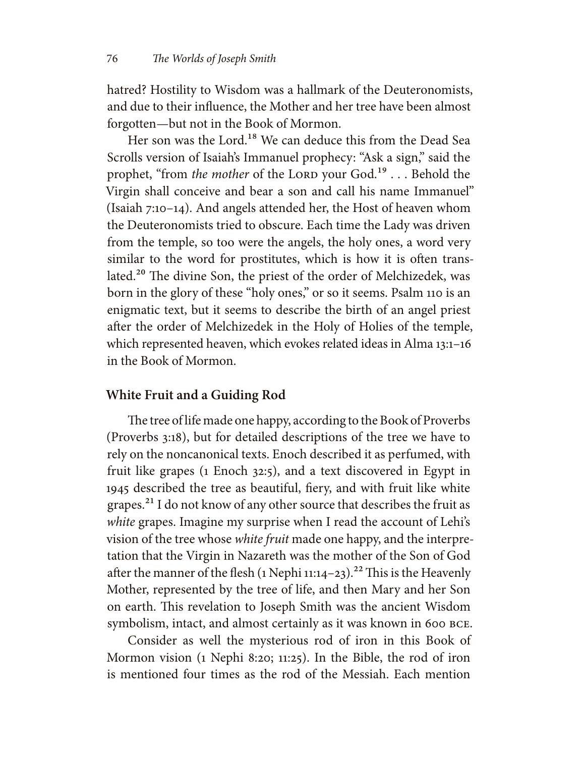hatred? Hostility to Wisdom was a hallmark of the Deuteronomists, and due to their influence, the Mother and her tree have been almost forgotten—but not in the Book of Mormon.

Her son was the Lord.[18] We can deduce this from the Dead Sea Scrolls version of Isaiah's Immanuel prophecy: "Ask a sign," said the prophet, "from *the mother* of the LORD your God.[19] . . . Behold the Virgin shall conceive and bear a son and call his name Immanuel" (Isaiah 7:10–14). And angels attended her, the Host of heaven whom the Deuteronomists tried to obscure. Each time the Lady was driven from the temple, so too were the angels, the holy ones, a word very similar to the word for prostitutes, which is how it is often translated.[20] The divine Son, the priest of the order of Melchizedek, was born in the glory of these "holy ones," or so it seems. Psalm 110 is an enigmatic text, but it seems to describe the birth of an angel priest after the order of Melchizedek in the Holy of Holies of the temple, which represented heaven, which evokes related ideas in Alma 13:1–16 in the Book of Mormon.

## White Fruit and a Guiding Rod

The tree of life made one happy, according to the Book of Proverbs (Proverbs 3:18), but for detailed descriptions of the tree we have to rely on the noncanonical texts. Enoch described it as perfumed, with fruit like grapes (1 Enoch 32:5), and a text discovered in Egypt in 1945 described the tree as beautiful, fiery, and with fruit like white grapes.[21] I do not know of any other source that describes the fruit as *white* grapes. Imagine my surprise when I read the account of Lehi's vision of the tree whose *white fruit* made one happy, and the interpretation that the Virgin in Nazareth was the mother of the Son of God after the manner of the flesh (1 Nephi 11:14–23).[22] This is the Heavenly Mother, represented by the tree of life, and then Mary and her Son on earth. This revelation to Joseph Smith was the ancient Wisdom symbolism, intact, and almost certainly as it was known in 600 BCE.

Consider as well the mysterious rod of iron in this Book of Mormon vision (1 Nephi 8:20; 11:25). In the Bible, the rod of iron is mentioned four times as the rod of the Messiah. Each mention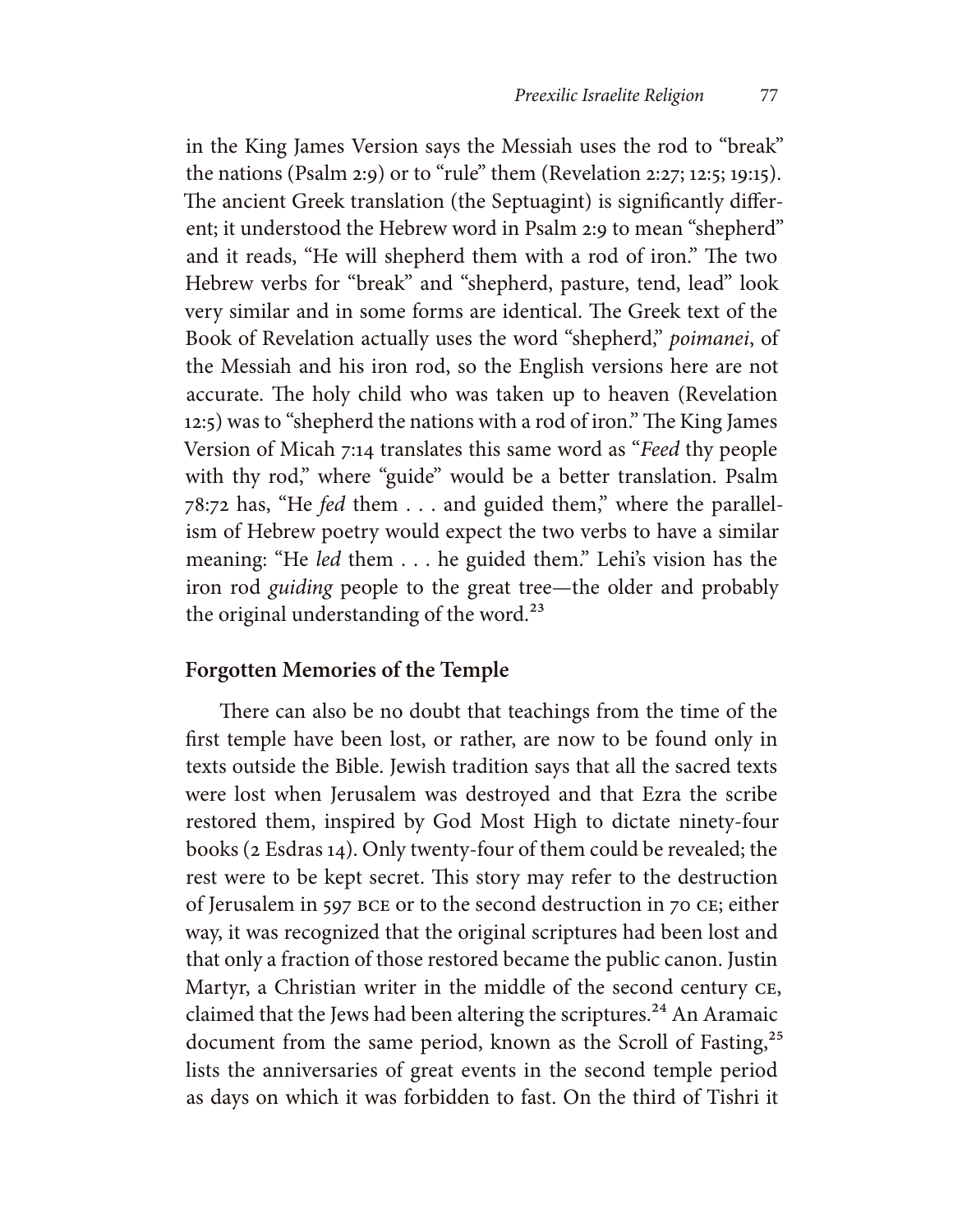in the King James Version says the Messiah uses the rod to "break" the nations (Psalm 2:9) or to "rule" them (Revelation 2:27; 12:5; 19:15). The ancient Greek translation (the Septuagint) is significantly different; it understood the Hebrew word in Psalm 2:9 to mean "shepherd" and it reads, "He will shepherd them with a rod of iron." The two Hebrew verbs for "break" and "shepherd, pasture, tend, lead" look very similar and in some forms are identical. The Greek text of the Book of Revelation actually uses the word "shepherd," *poimanei*, of the Messiah and his iron rod, so the English versions here are not accurate. The holy child who was taken up to heaven (Revelation 12:5) was to "shepherd the nations with a rod of iron." The King James Version of Micah 7:14 translates this same word as "*Feed* thy people with thy rod," where "guide" would be a better translation. Psalm 78:72 has, "He *fed* them . . . and guided them," where the parallelism of Hebrew poetry would expect the two verbs to have a similar meaning: "He *led* them . . . he guided them." Lehi's vision has the iron rod *guiding* people to the great tree—the older and probably the original understanding of the word.[23]

## Forgotten Memories of the Temple

There can also be no doubt that teachings from the time of the first temple have been lost, or rather, are now to be found only in texts outside the Bible. Jewish tradition says that all the sacred texts were lost when Jerusalem was destroyed and that Ezra the scribe restored them, inspired by God Most High to dictate ninety-four books (2 Esdras 14). Only twenty-four of them could be revealed; the rest were to be kept secret. This story may refer to the destruction of Jerusalem in 597 BCE or to the second destruction in 70 CE; either way, it was recognized that the original scriptures had been lost and that only a fraction of those restored became the public canon. Justin Martyr, a Christian writer in the middle of the second century CE, claimed that the Jews had been altering the scriptures.[24] An Aramaic document from the same period, known as the Scroll of Fasting,[25] lists the anniversaries of great events in the second temple period as days on which it was forbidden to fast. On the third of Tishri it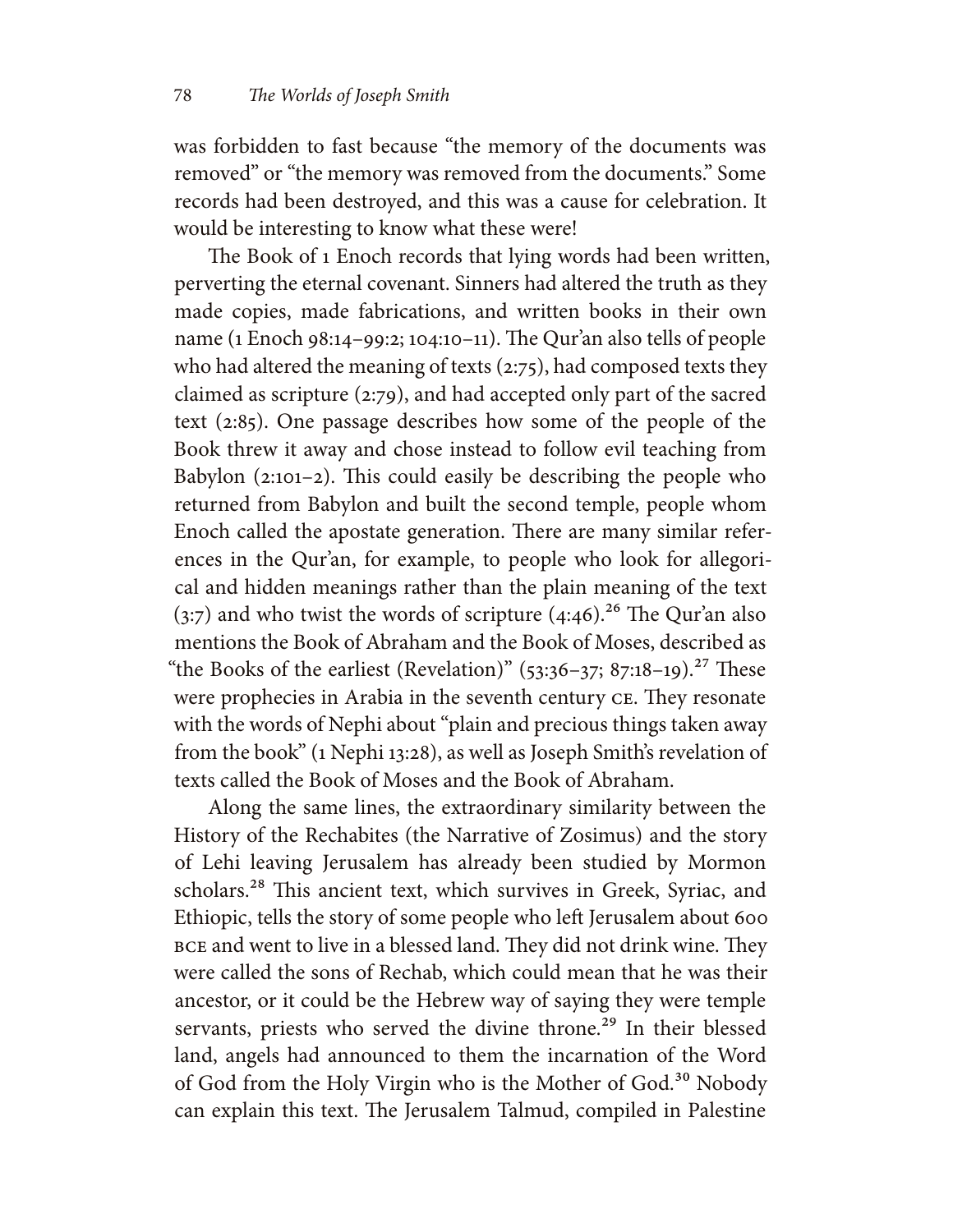was forbidden to fast because "the memory of the documents was removed" or "the memory was removed from the documents." Some records had been destroyed, and this was a cause for celebration. It would be interesting to know what these were!

The Book of 1 Enoch records that lying words had been written, perverting the eternal covenant. Sinners had altered the truth as they made copies, made fabrications, and written books in their own name (1 Enoch 98:14–99:2; 104:10–11). The Qur'an also tells of people who had altered the meaning of texts (2:75), had composed texts they claimed as scripture (2:79), and had accepted only part of the sacred text (2:85). One passage describes how some of the people of the Book threw it away and chose instead to follow evil teaching from Babylon (2:101–2). This could easily be describing the people who returned from Babylon and built the second temple, people whom Enoch called the apostate generation. There are many similar references in the Qur'an, for example, to people who look for allegorical and hidden meanings rather than the plain meaning of the text (3:7) and who twist the words of scripture (4:46).[26] The Qur'an also mentions the Book of Abraham and the Book of Moses, described as "the Books of the earliest (Revelation)" (53:36–37; 87:18–19).[27] These were prophecies in Arabia in the seventh century CE. They resonate with the words of Nephi about "plain and precious things taken away from the book" (1 Nephi 13:28), as well as Joseph Smith's revelation of texts called the Book of Moses and the Book of Abraham.

Along the same lines, the extraordinary similarity between the History of the Rechabites (the Narrative of Zosimus) and the story of Lehi leaving Jerusalem has already been studied by Mormon scholars.[28] This ancient text, which survives in Greek, Syriac, and Ethiopic, tells the story of some people who left Jerusalem about 600 BCE and went to live in a blessed land. They did not drink wine. They were called the sons of Rechab, which could mean that he was their ancestor, or it could be the Hebrew way of saying they were temple servants, priests who served the divine throne.[29] In their blessed land, angels had announced to them the incarnation of the Word of God from the Holy Virgin who is the Mother of God.[30] Nobody can explain this text. The Jerusalem Talmud, compiled in Palestine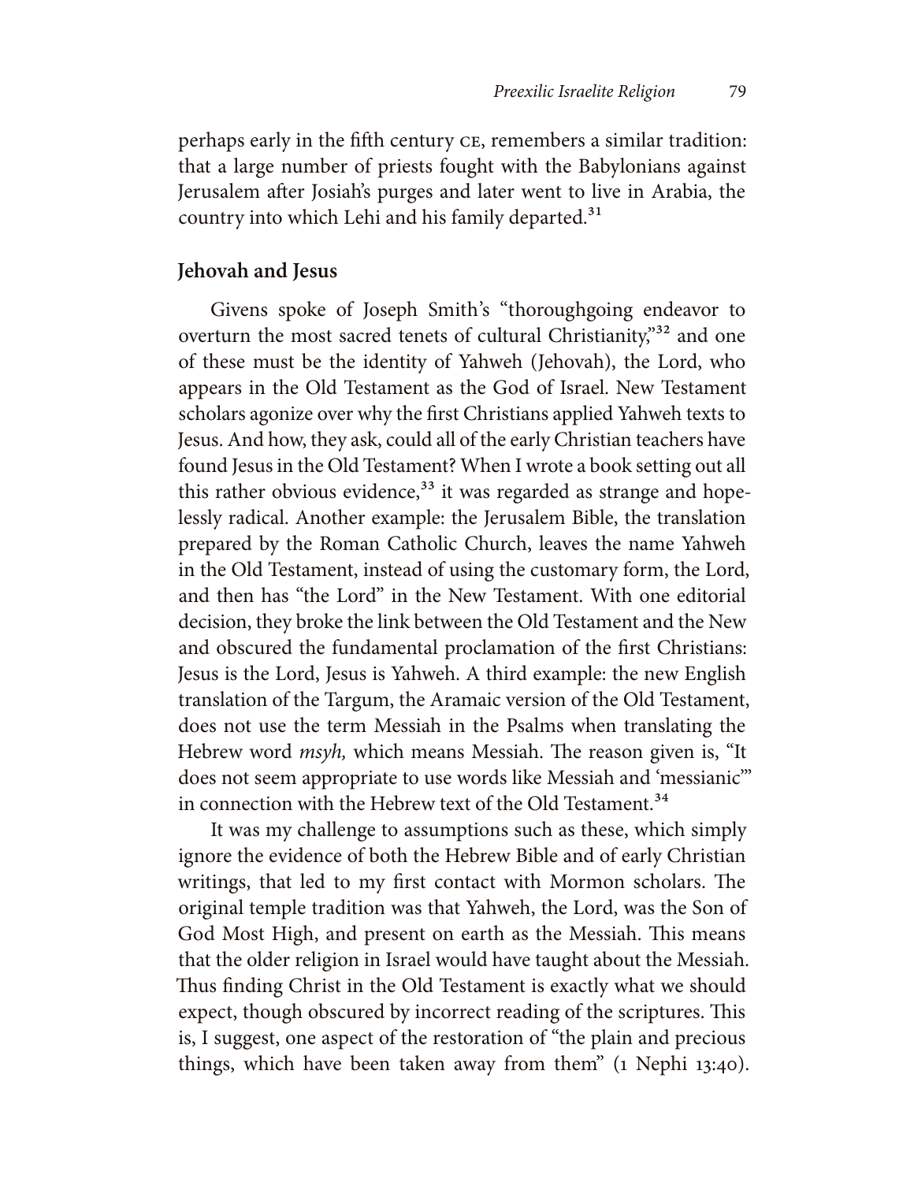perhaps early in the fifth century CE, remembers a similar tradition: that a large number of priests fought with the Babylonians against Jerusalem after Josiah's purges and later went to live in Arabia, the country into which Lehi and his family departed.[31]

## Jehovah and Jesus

Givens spoke of Joseph Smith's "thoroughgoing endeavor to overturn the most sacred tenets of cultural Christianity,"[32] and one of these must be the identity of Yahweh (Jehovah), the Lord, who appears in the Old Testament as the God of Israel. New Testament scholars agonize over why the first Christians applied Yahweh texts to Jesus. And how, they ask, could all of the early Christian teachers have found Jesus in the Old Testament? When I wrote a book setting out all this rather obvious evidence,[33] it was regarded as strange and hopelessly radical. Another example: the Jerusalem Bible, the translation prepared by the Roman Catholic Church, leaves the name Yahweh in the Old Testament, instead of using the customary form, the Lord, and then has "the Lord" in the New Testament. With one editorial decision, they broke the link between the Old Testament and the New and obscured the fundamental proclamation of the first Christians: Jesus is the Lord, Jesus is Yahweh. A third example: the new English translation of the Targum, the Aramaic version of the Old Testament, does not use the term Messiah in the Psalms when translating the Hebrew word *msyh,* which means Messiah. The reason given is, "It does not seem appropriate to use words like Messiah and 'messianic'" in connection with the Hebrew text of the Old Testament.[34]

It was my challenge to assumptions such as these, which simply ignore the evidence of both the Hebrew Bible and of early Christian writings, that led to my first contact with Mormon scholars. The original temple tradition was that Yahweh, the Lord, was the Son of God Most High, and present on earth as the Messiah. This means that the older religion in Israel would have taught about the Messiah. Thus finding Christ in the Old Testament is exactly what we should expect, though obscured by incorrect reading of the scriptures. This is, I suggest, one aspect of the restoration of "the plain and precious things, which have been taken away from them" (1 Nephi 13:40).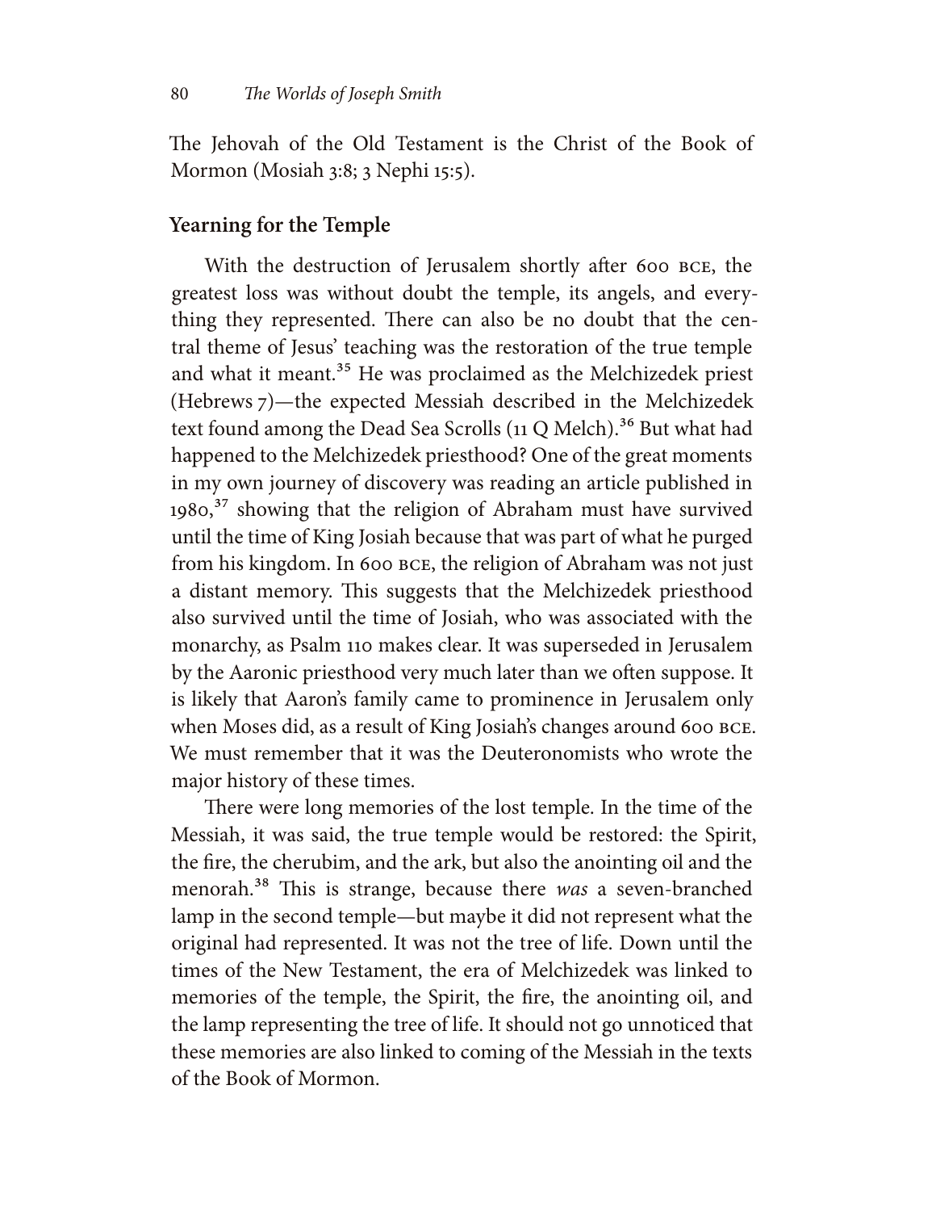The Jehovah of the Old Testament is the Christ of the Book of Mormon (Mosiah 3:8; 3 Nephi 15:5).

## Yearning for the Temple

With the destruction of Jerusalem shortly after 600 BCE, the greatest loss was without doubt the temple, its angels, and everything they represented. There can also be no doubt that the central theme of Jesus' teaching was the restoration of the true temple and what it meant.[35] He was proclaimed as the Melchizedek priest (Hebrews 7)—the expected Messiah described in the Melchizedek text found among the Dead Sea Scrolls (11 Q Melch).[36] But what had happened to the Melchizedek priesthood? One of the great moments in my own journey of discovery was reading an article published in 1980,[37] showing that the religion of Abraham must have survived until the time of King Josiah because that was part of what he purged from his kingdom. In 600 BCE, the religion of Abraham was not just a distant memory. This suggests that the Melchizedek priesthood also survived until the time of Josiah, who was associated with the monarchy, as Psalm 110 makes clear. It was superseded in Jerusalem by the Aaronic priesthood very much later than we often suppose. It is likely that Aaron's family came to prominence in Jerusalem only when Moses did, as a result of King Josiah's changes around 600 BCE. We must remember that it was the Deuteronomists who wrote the major history of these times.

There were long memories of the lost temple. In the time of the Messiah, it was said, the true temple would be restored: the Spirit, the fire, the cherubim, and the ark, but also the anointing oil and the menorah.[38] This is strange, because there *was* a seven-branched lamp in the second temple—but maybe it did not represent what the original had represented. It was not the tree of life. Down until the times of the New Testament, the era of Melchizedek was linked to memories of the temple, the Spirit, the fire, the anointing oil, and the lamp representing the tree of life. It should not go unnoticed that these memories are also linked to coming of the Messiah in the texts of the Book of Mormon.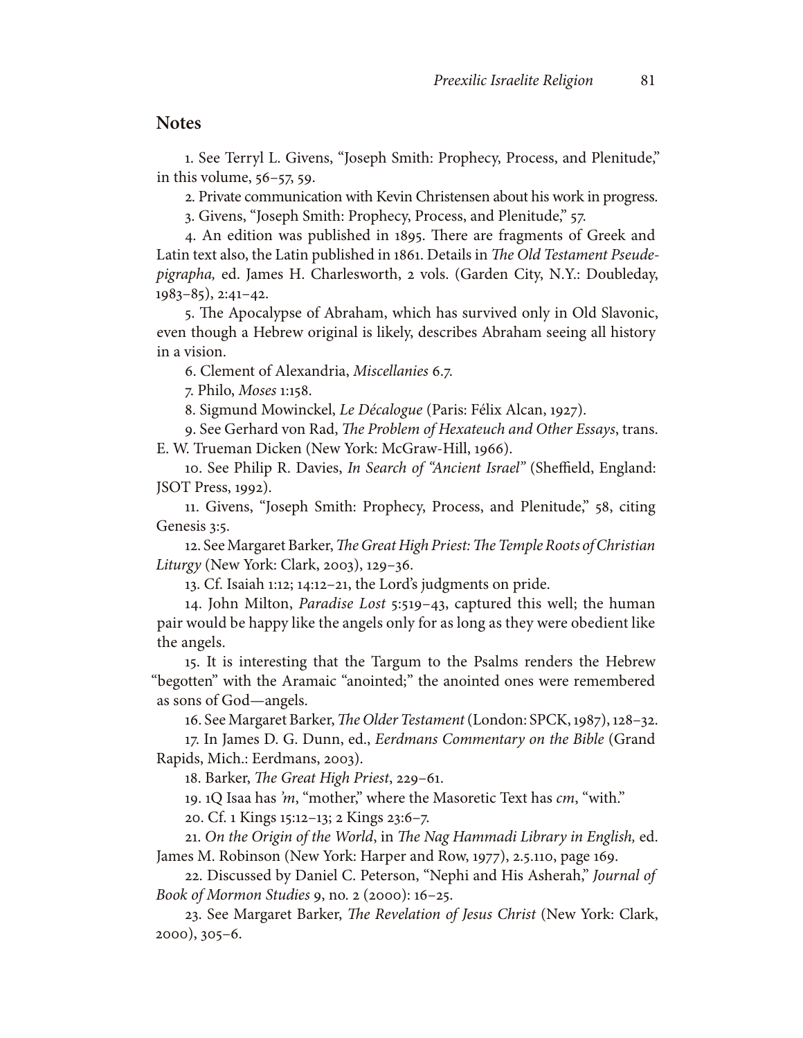## Notes

1. See Terryl L. Givens, "Joseph Smith: Prophecy, Process, and Plenitude," in this volume, 56–57, 59.

2. Private communication with Kevin Christensen about his work in progress.

3. Givens, "Joseph Smith: Prophecy, Process, and Plenitude," 57.

4. An edition was published in 1895. There are fragments of Greek and Latin text also, the Latin published in 1861. Details in *The Old Testament Pseudepigrapha,* ed. James H. Charlesworth, 2 vols. (Garden City, N.Y.: Doubleday, 1983–85), 2:41–42.

5. The Apocalypse of Abraham, which has survived only in Old Slavonic, even though a Hebrew original is likely, describes Abraham seeing all history in a vision.

6. Clement of Alexandria, *Miscellanies* 6.7.

7. Philo, *Moses* 1:158.

8. Sigmund Mowinckel, *Le Décalogue* (Paris: Félix Alcan, 1927).

9. See Gerhard von Rad, *The Problem of Hexateuch and Other Essays*, trans. E. W. Trueman Dicken (New York: McGraw-Hill, 1966).

10. See Philip R. Davies, *In Search of "Ancient Israel"* (Sheffield, England: JSOT Press, 1992).

11. Givens, "Joseph Smith: Prophecy, Process, and Plenitude," 58, citing Genesis 3:5.

12. See Margaret Barker, *The Great High Priest: The Temple Roots of Christian Liturgy* (New York: Clark, 2003), 129–36.

13. Cf. Isaiah 1:12; 14:12–21, the Lord's judgments on pride.

14. John Milton, *Paradise Lost* 5:519–43, captured this well; the human pair would be happy like the angels only for as long as they were obedient like the angels.

15. It is interesting that the Targum to the Psalms renders the Hebrew "begotten" with the Aramaic "anointed;" the anointed ones were remembered as sons of God—angels.

16. See Margaret Barker, *The Older Testament* (London: SPCK, 1987), 128–32.

17. In James D. G. Dunn, ed., *Eerdmans Commentary on the Bible* (Grand Rapids, Mich.: Eerdmans, 2003).

18. Barker, *The Great High Priest*, 229–61.

19. 1Q Isaa has *'m*, "mother," where the Masoretic Text has *cm*, "with."

20. Cf. 1 Kings 15:12–13; 2 Kings 23:6–7.

21. *On the Origin of the World*, in *The Nag Hammadi Library in English,* ed. James M. Robinson (New York: Harper and Row, 1977), 2.5.110, page 169.

22. Discussed by Daniel C. Peterson, "Nephi and His Asherah," *Journal of Book of Mormon Studies* 9, no. 2 (2000): 16–25.

23. See Margaret Barker, *The Revelation of Jesus Christ* (New York: Clark, 2000), 305–6.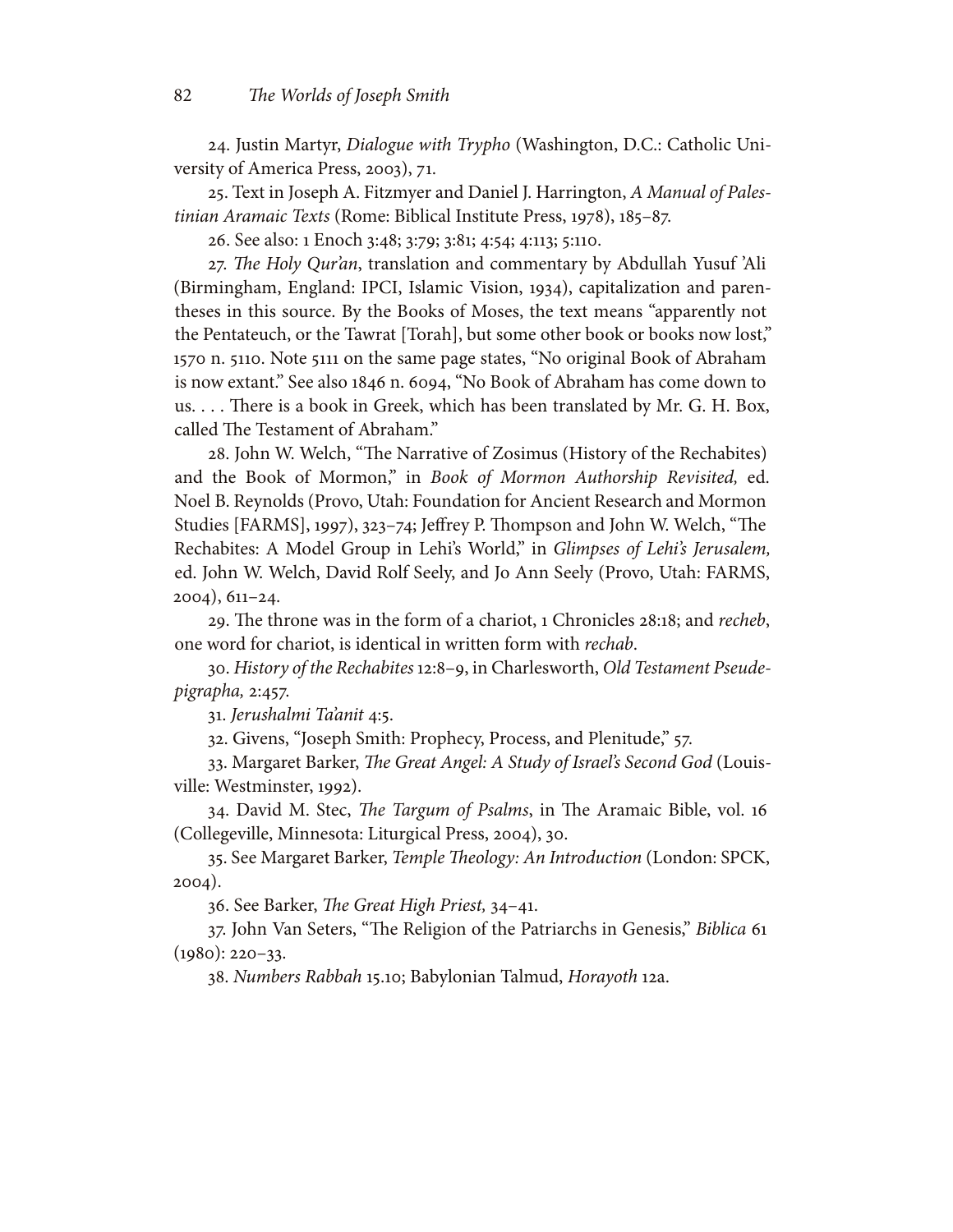24. Justin Martyr, *Dialogue with Trypho* (Washington, D.C.: Catholic University of America Press, 2003), 71.

25. Text in Joseph A. Fitzmyer and Daniel J. Harrington, *A Manual of Palestinian Aramaic Texts* (Rome: Biblical Institute Press, 1978), 185–87.

26. See also: 1 Enoch 3:48; 3:79; 3:81; 4:54; 4:113; 5:110.

27. *The Holy Qur'an*, translation and commentary by Abdullah Yusuf 'Ali (Birmingham, England: IPCI, Islamic Vision, 1934), capitalization and parentheses in this source. By the Books of Moses, the text means "apparently not the Pentateuch, or the Tawrat [Torah], but some other book or books now lost," 1570 n. 5110. Note 5111 on the same page states, "No original Book of Abraham is now extant." See also 1846 n. 6094, "No Book of Abraham has come down to us. . . . There is a book in Greek, which has been translated by Mr. G. H. Box, called The Testament of Abraham."

28. John W. Welch, "The Narrative of Zosimus (History of the Rechabites) and the Book of Mormon," in *Book of Mormon Authorship Revisited,* ed. Noel B. Reynolds (Provo, Utah: Foundation for Ancient Research and Mormon Studies [FARMS], 1997), 323–74; Jeffrey P. Thompson and John W. Welch, "The Rechabites: A Model Group in Lehi's World," in *Glimpses of Lehi's Jerusalem,* ed. John W. Welch, David Rolf Seely, and Jo Ann Seely (Provo, Utah: FARMS, 2004), 611–24.

29. The throne was in the form of a chariot, 1 Chronicles 28:18; and *recheb*, one word for chariot, is identical in written form with *rechab*.

30. *History of the Rechabites* 12:8–9, in Charlesworth, *Old Testament Pseudepigrapha,* 2:457.

31. *Jerushalmi Ta'anit* 4:5.

32. Givens, "Joseph Smith: Prophecy, Process, and Plenitude," 57.

33. Margaret Barker, *The Great Angel: A Study of Israel's Second God* (Louisville: Westminster, 1992).

34. David M. Stec, *The Targum of Psalms*, in The Aramaic Bible, vol. 16 (Collegeville, Minnesota: Liturgical Press, 2004), 30.

35. See Margaret Barker, *Temple Theology: An Introduction* (London: SPCK, 2004).

36. See Barker, *The Great High Priest,* 34–41.

37. John Van Seters, "The Religion of the Patriarchs in Genesis," *Biblica* 61 (1980): 220–33.

38. *Numbers Rabbah* 15.10; Babylonian Talmud, *Horayoth* 12a.